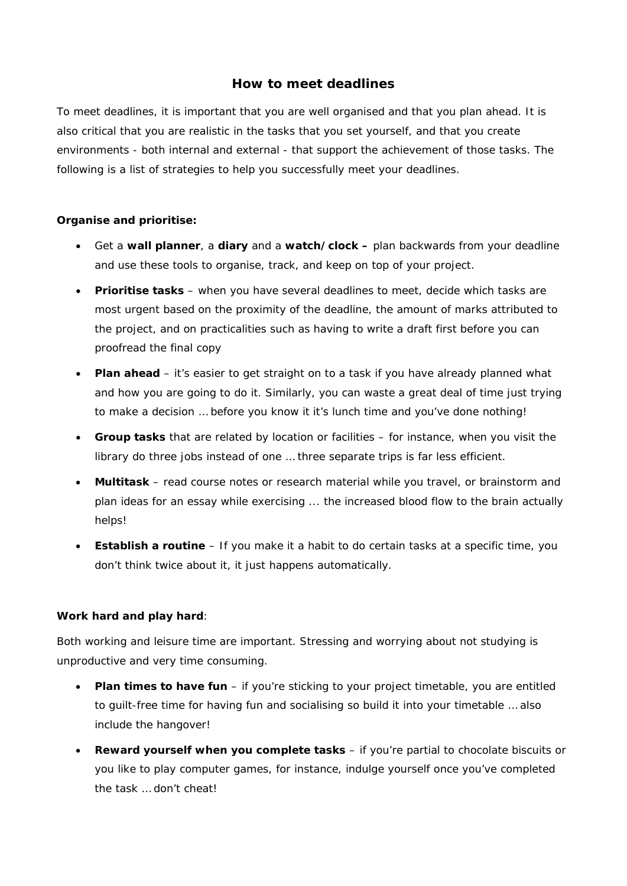# How to meet deadlines

To meet deadlines, it is important that you are well organised and that you plan ahead. It is also critical that you are realistic in the tasks that you set yourself, and that you create environments - both internal and external - that support the achievement of those tasks. The following is a list of strategies to help you successfully meet your deadlines.

**Organise and prioritise:**

- Get a **wall planner**, a **diary** and a **watch/clock –** plan backwards from your deadline and use these tools to organise, track, and keep on top of your project.
- **Prioritise tasks** – when you have several deadlines to meet, decide which tasks are most urgent based on the proximity of the deadline, the amount of marks attributed to the project, and on practicalities such as having to write a draft first before you can proofread the final copy
- **Plan ahead** – it's easier to get straight on to a task if you have already planned what and how you are going to do it. Similarly, you can waste a great deal of time just trying to make a decision … before you know it it's lunch time and you've done nothing!
- **Group tasks** that are related by location or facilities – for instance, when you visit the library do three jobs instead of one … three separate trips is far less efficient.
- **Multitask** – read course notes or research material while you travel, or brainstorm and plan ideas for an essay while exercising ... the increased blood flow to the brain actually helps!
- **Establish a routine** – If you make it a habit to do certain tasks at a specific time, you don't think twice about it, it just happens automatically.

**Work hard and play hard**:

Both working and leisure time are important. Stressing and worrying about not studying is unproductive and very time consuming.

- **Plan times to have fun** – if you're sticking to your project timetable, you are entitled to guilt-free time for having fun and socialising so build it into your timetable … also include the hangover!
- **Reward yourself when you complete tasks** – if you're partial to chocolate biscuits or you like to play computer games, for instance, indulge yourself once you've completed the task … don't cheat!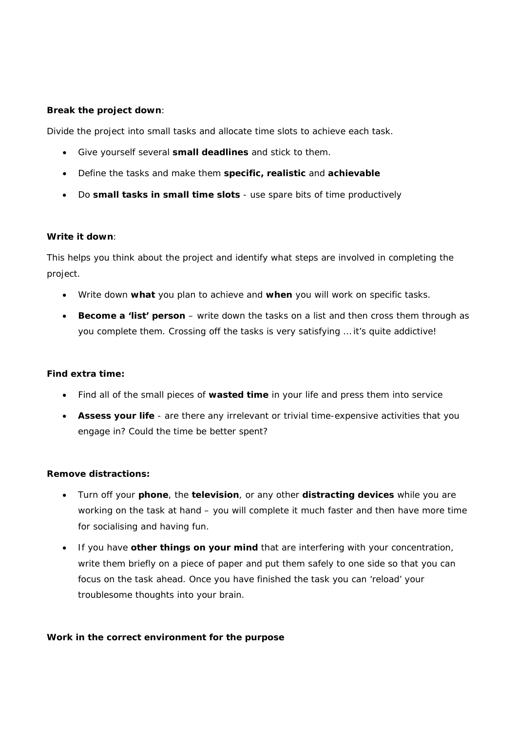**Break the project down**:

Divide the project into small tasks and allocate time slots to achieve each task.

- Give yourself several **small deadlines** and stick to them.
- Define the tasks and make them **specific, realistic** and **achievable**
- Do **small tasks in small time slots** - use spare bits of time productively

**Write it down**:

This helps you think about the project and identify what steps are involved in completing the project.

- Write down **what** you plan to achieve and **when** you will work on specific tasks.
- **Become a 'list' person** – write down the tasks on a list and then cross them through as you complete them. Crossing off the tasks is very satisfying … it's quite addictive!

**Find extra time:**

- Find all of the small pieces of **wasted time** in your life and press them into service
- **Assess your life** - are there any irrelevant or trivial time-expensive activities that you engage in? Could the time be better spent?

**Remove distractions:**

- Turn off your **phone**, the **television**, or any other **distracting devices** while you are working on the task at hand – you will complete it much faster and then have more time for socialising and having fun.
- If you have **other things on your mind** that are interfering with your concentration, write them briefly on a piece of paper and put them safely to one side so that you can focus on the task ahead. Once you have finished the task you can 'reload' your troublesome thoughts into your brain.

**Work in the correct environment for the purpose**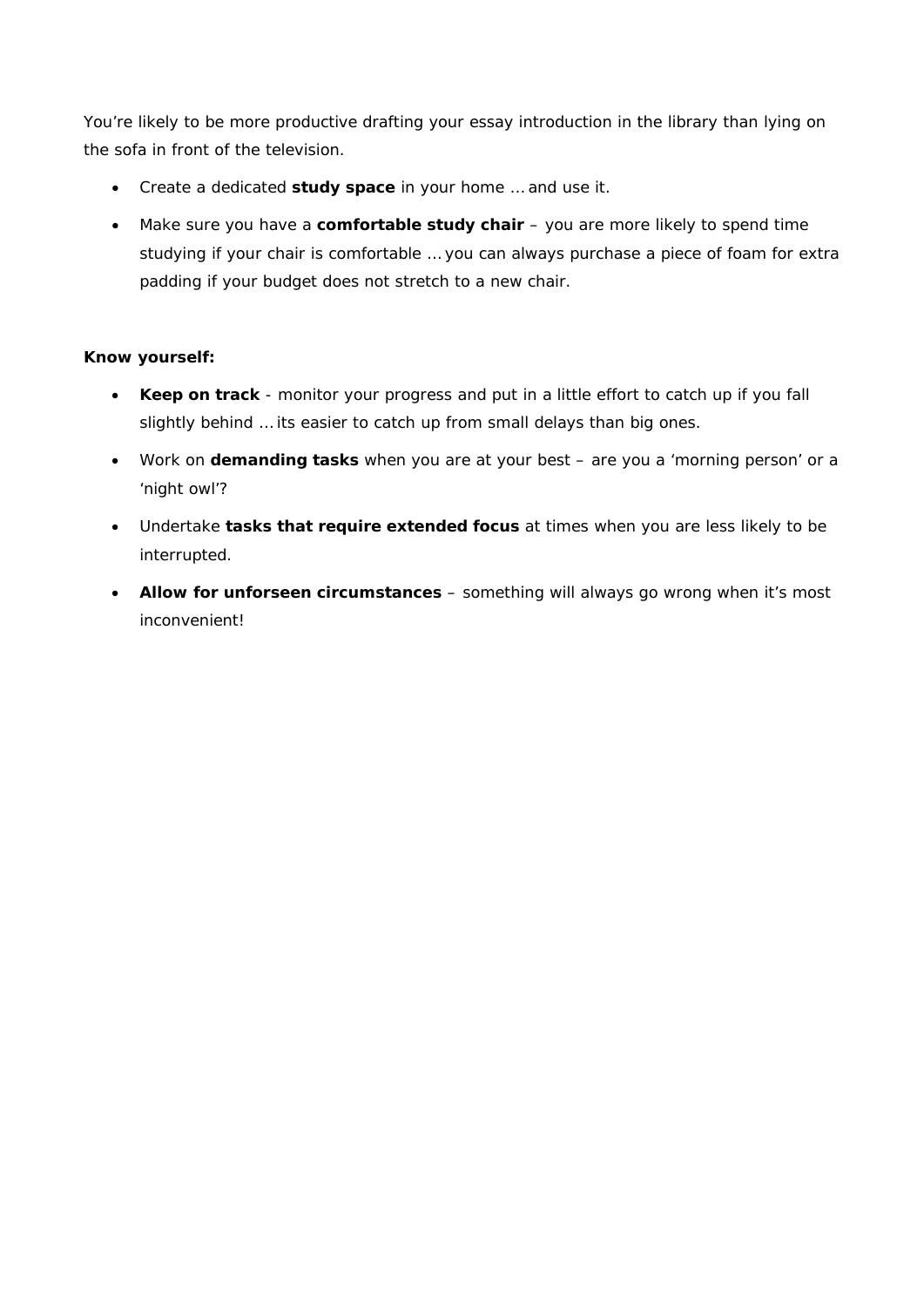You’re likely to be more productive drafting your essay introduction in the library than lying on the sofa in front of the television.

- Create a dedicated **study space** in your home … and use it.
- Make sure you have a **comfortable study chair** – you are more likely to spend time studying if your chair is comfortable … you can always purchase a piece of foam for extra padding if your budget does not stretch to a new chair.

**Know yourself:**

- **Keep on track** - monitor your progress and put in a little effort to catch up if you fall slightly behind … its easier to catch up from small delays than big ones.
- Work on **demanding tasks** when you are at your best – are you a ‘morning person’ or a ‘night owl’?
- Undertake **tasks that require extended focus** at times when you are less likely to be interrupted.
- **Allow for unforseen circumstances** – something will always go wrong when it’s most inconvenient!